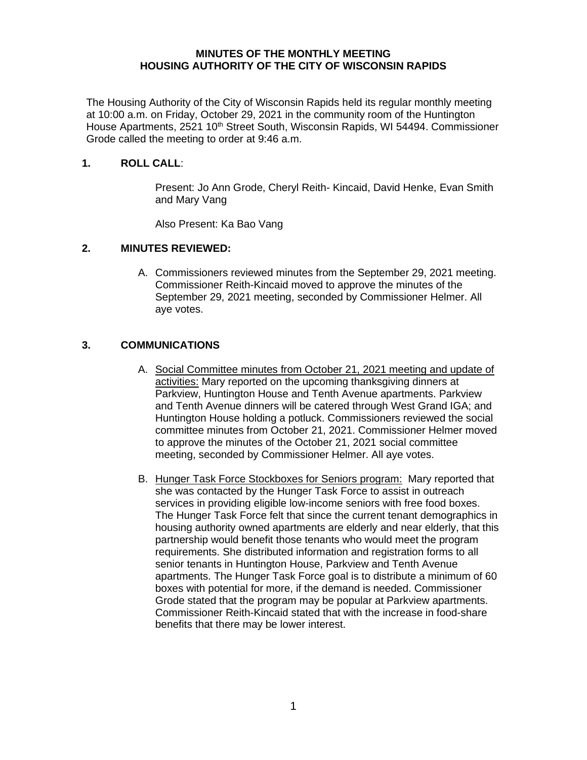**MINUTES OF THE MONTHLY MEETING**
**HOUSING AUTHORITY OF THE CITY OF WISCONSIN RAPIDS**

The Housing Authority of the City of Wisconsin Rapids held its regular monthly meeting at 10:00 a.m. on Friday, October 29, 2021 in the community room of the Huntington House Apartments, 2521 10th Street South, Wisconsin Rapids, WI 54494. Commissioner Grode called the meeting to order at 9:46 a.m.

## 1. ROLL CALL:

Present: Jo Ann Grode, Cheryl Reith- Kincaid, David Henke, Evan Smith and Mary Vang

Also Present: Ka Bao Vang

## 2. MINUTES REVIEWED:

A. Commissioners reviewed minutes from the September 29, 2021 meeting. Commissioner Reith-Kincaid moved to approve the minutes of the September 29, 2021 meeting, seconded by Commissioner Helmer. All aye votes.

## 3. COMMUNICATIONS

A. Social Committee minutes from October 21, 2021 meeting and update of activities: Mary reported on the upcoming thanksgiving dinners at Parkview, Huntington House and Tenth Avenue apartments. Parkview and Tenth Avenue dinners will be catered through West Grand IGA; and Huntington House holding a potluck. Commissioners reviewed the social committee minutes from October 21, 2021. Commissioner Helmer moved to approve the minutes of the October 21, 2021 social committee meeting, seconded by Commissioner Helmer. All aye votes.

B. Hunger Task Force Stockboxes for Seniors program: Mary reported that she was contacted by the Hunger Task Force to assist in outreach services in providing eligible low-income seniors with free food boxes. The Hunger Task Force felt that since the current tenant demographics in housing authority owned apartments are elderly and near elderly, that this partnership would benefit those tenants who would meet the program requirements. She distributed information and registration forms to all senior tenants in Huntington House, Parkview and Tenth Avenue apartments. The Hunger Task Force goal is to distribute a minimum of 60 boxes with potential for more, if the demand is needed. Commissioner Grode stated that the program may be popular at Parkview apartments. Commissioner Reith-Kincaid stated that with the increase in food-share benefits that there may be lower interest.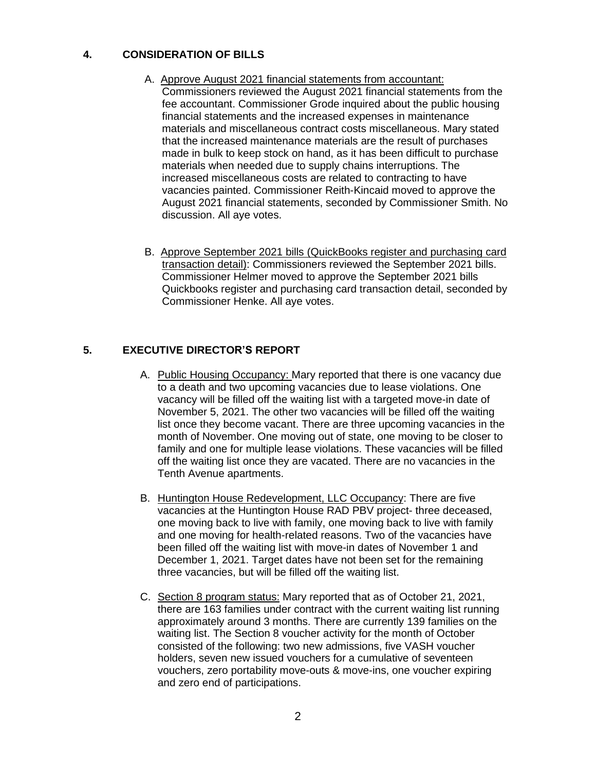## 4. CONSIDERATION OF BILLS

A. Approve August 2021 financial statements from accountant: Commissioners reviewed the August 2021 financial statements from the fee accountant. Commissioner Grode inquired about the public housing financial statements and the increased expenses in maintenance materials and miscellaneous contract costs miscellaneous. Mary stated that the increased maintenance materials are the result of purchases made in bulk to keep stock on hand, as it has been difficult to purchase materials when needed due to supply chains interruptions. The increased miscellaneous costs are related to contracting to have vacancies painted. Commissioner Reith-Kincaid moved to approve the August 2021 financial statements, seconded by Commissioner Smith. No discussion. All aye votes.

B. Approve September 2021 bills (QuickBooks register and purchasing card transaction detail): Commissioners reviewed the September 2021 bills. Commissioner Helmer moved to approve the September 2021 bills Quickbooks register and purchasing card transaction detail, seconded by Commissioner Henke. All aye votes.

## 5. EXECUTIVE DIRECTOR'S REPORT

A. Public Housing Occupancy: Mary reported that there is one vacancy due to a death and two upcoming vacancies due to lease violations. One vacancy will be filled off the waiting list with a targeted move-in date of November 5, 2021. The other two vacancies will be filled off the waiting list once they become vacant. There are three upcoming vacancies in the month of November. One moving out of state, one moving to be closer to family and one for multiple lease violations. These vacancies will be filled off the waiting list once they are vacated. There are no vacancies in the Tenth Avenue apartments.

B. Huntington House Redevelopment, LLC Occupancy: There are five vacancies at the Huntington House RAD PBV project- three deceased, one moving back to live with family, one moving back to live with family and one moving for health-related reasons. Two of the vacancies have been filled off the waiting list with move-in dates of November 1 and December 1, 2021. Target dates have not been set for the remaining three vacancies, but will be filled off the waiting list.

C. Section 8 program status: Mary reported that as of October 21, 2021, there are 163 families under contract with the current waiting list running approximately around 3 months. There are currently 139 families on the waiting list. The Section 8 voucher activity for the month of October consisted of the following: two new admissions, five VASH voucher holders, seven new issued vouchers for a cumulative of seventeen vouchers, zero portability move-outs & move-ins, one voucher expiring and zero end of participations.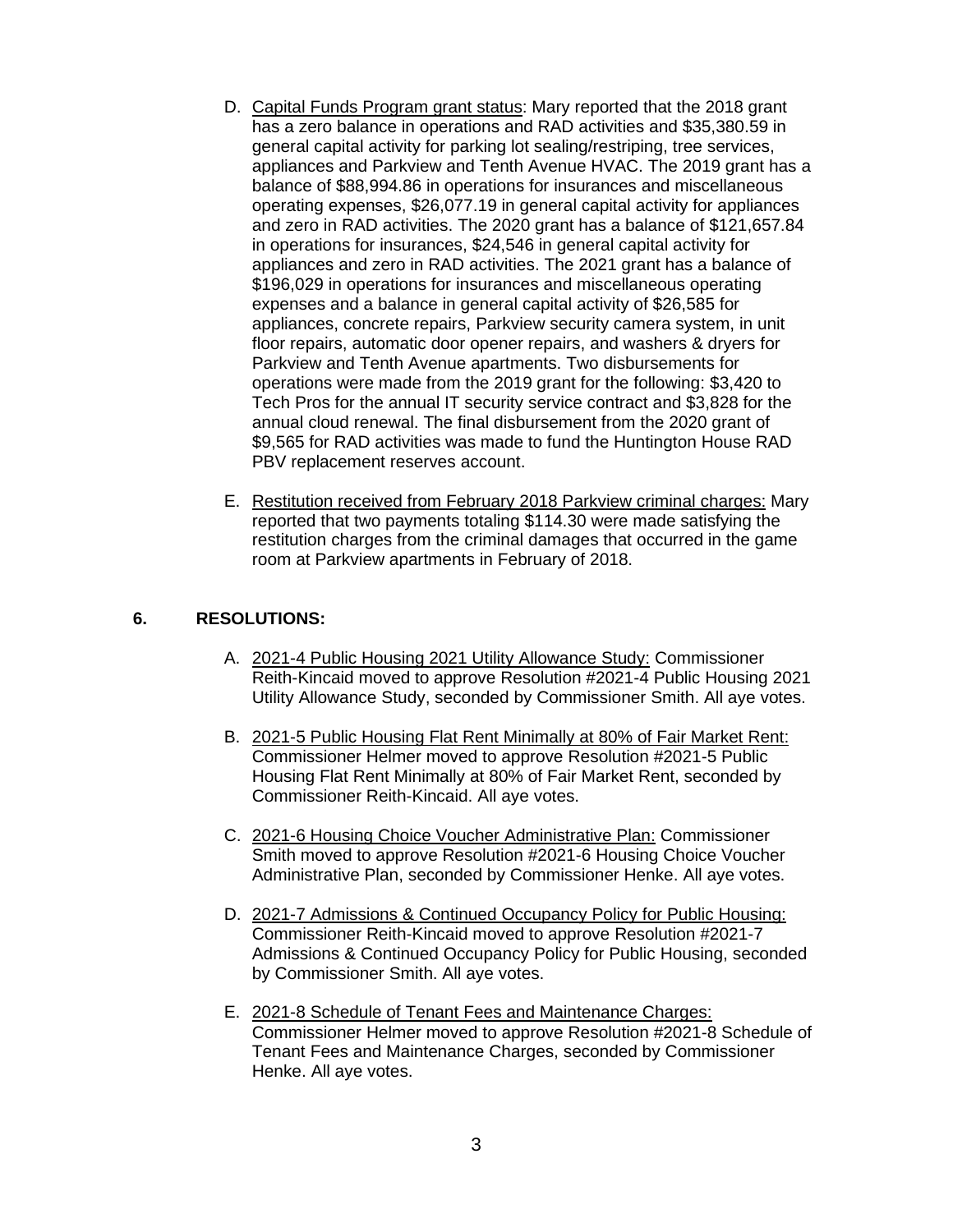D. <u>Capital Funds Program grant status</u>: Mary reported that the 2018 grant has a zero balance in operations and RAD activities and $35,380.59 in general capital activity for parking lot sealing/restriping, tree services, appliances and Parkview and Tenth Avenue HVAC. The 2019 grant has a balance of $88,994.86 in operations for insurances and miscellaneous operating expenses, $26,077.19 in general capital activity for appliances and zero in RAD activities. The 2020 grant has a balance of $121,657.84 in operations for insurances, $24,546 in general capital activity for appliances and zero in RAD activities. The 2021 grant has a balance of $196,029 in operations for insurances and miscellaneous operating expenses and a balance in general capital activity of $26,585 for appliances, concrete repairs, Parkview security camera system, in unit floor repairs, automatic door opener repairs, and washers & dryers for Parkview and Tenth Avenue apartments. Two disbursements for operations were made from the 2019 grant for the following: $3,420 to Tech Pros for the annual IT security service contract and $3,828 for the annual cloud renewal. The final disbursement from the 2020 grant of $9,565 for RAD activities was made to fund the Huntington House RAD PBV replacement reserves account.

E. <u>Restitution received from February 2018 Parkview criminal charges:</u> Mary reported that two payments totaling $114.30 were made satisfying the restitution charges from the criminal damages that occurred in the game room at Parkview apartments in February of 2018.

## 6. RESOLUTIONS:

A. <u>2021-4 Public Housing 2021 Utility Allowance Study:</u> Commissioner Reith-Kincaid moved to approve Resolution #2021-4 Public Housing 2021 Utility Allowance Study, seconded by Commissioner Smith. All aye votes.

B. <u>2021-5 Public Housing Flat Rent Minimally at 80% of Fair Market Rent:</u> Commissioner Helmer moved to approve Resolution #2021-5 Public Housing Flat Rent Minimally at 80% of Fair Market Rent, seconded by Commissioner Reith-Kincaid. All aye votes.

C. <u>2021-6 Housing Choice Voucher Administrative Plan:</u> Commissioner Smith moved to approve Resolution #2021-6 Housing Choice Voucher Administrative Plan, seconded by Commissioner Henke. All aye votes.

D. <u>2021-7 Admissions & Continued Occupancy Policy for Public Housing:</u> Commissioner Reith-Kincaid moved to approve Resolution #2021-7 Admissions & Continued Occupancy Policy for Public Housing, seconded by Commissioner Smith. All aye votes.

E. <u>2021-8 Schedule of Tenant Fees and Maintenance Charges:</u> Commissioner Helmer moved to approve Resolution #2021-8 Schedule of Tenant Fees and Maintenance Charges, seconded by Commissioner Henke. All aye votes.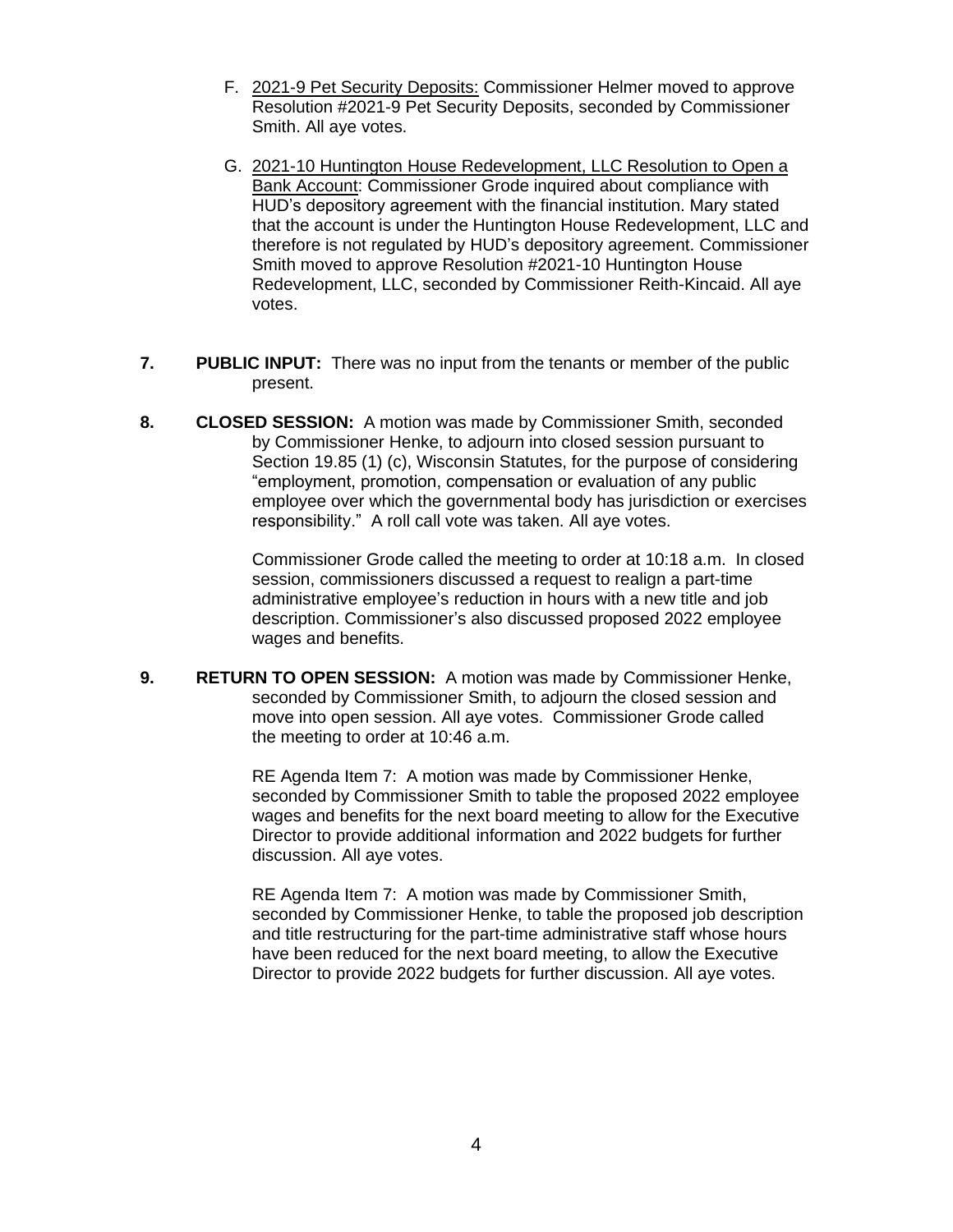F. <u>2021-9 Pet Security Deposits:</u> Commissioner Helmer moved to approve Resolution #2021-9 Pet Security Deposits, seconded by Commissioner Smith. All aye votes.

G. <u>2021-10 Huntington House Redevelopment, LLC Resolution to Open a Bank Account</u>: Commissioner Grode inquired about compliance with HUD's depository agreement with the financial institution. Mary stated that the account is under the Huntington House Redevelopment, LLC and therefore is not regulated by HUD's depository agreement. Commissioner Smith moved to approve Resolution #2021-10 Huntington House Redevelopment, LLC, seconded by Commissioner Reith-Kincaid. All aye votes.

**7. PUBLIC INPUT:** There was no input from the tenants or member of the public present.

**8. CLOSED SESSION:** A motion was made by Commissioner Smith, seconded by Commissioner Henke, to adjourn into closed session pursuant to Section 19.85 (1) (c), Wisconsin Statutes, for the purpose of considering "employment, promotion, compensation or evaluation of any public employee over which the governmental body has jurisdiction or exercises responsibility." A roll call vote was taken. All aye votes.

Commissioner Grode called the meeting to order at 10:18 a.m. In closed session, commissioners discussed a request to realign a part-time administrative employee's reduction in hours with a new title and job description. Commissioner's also discussed proposed 2022 employee wages and benefits.

**9. RETURN TO OPEN SESSION:** A motion was made by Commissioner Henke, seconded by Commissioner Smith, to adjourn the closed session and move into open session. All aye votes. Commissioner Grode called the meeting to order at 10:46 a.m.

RE Agenda Item 7: A motion was made by Commissioner Henke, seconded by Commissioner Smith to table the proposed 2022 employee wages and benefits for the next board meeting to allow for the Executive Director to provide additional information and 2022 budgets for further discussion. All aye votes.

RE Agenda Item 7: A motion was made by Commissioner Smith, seconded by Commissioner Henke, to table the proposed job description and title restructuring for the part-time administrative staff whose hours have been reduced for the next board meeting, to allow the Executive Director to provide 2022 budgets for further discussion. All aye votes.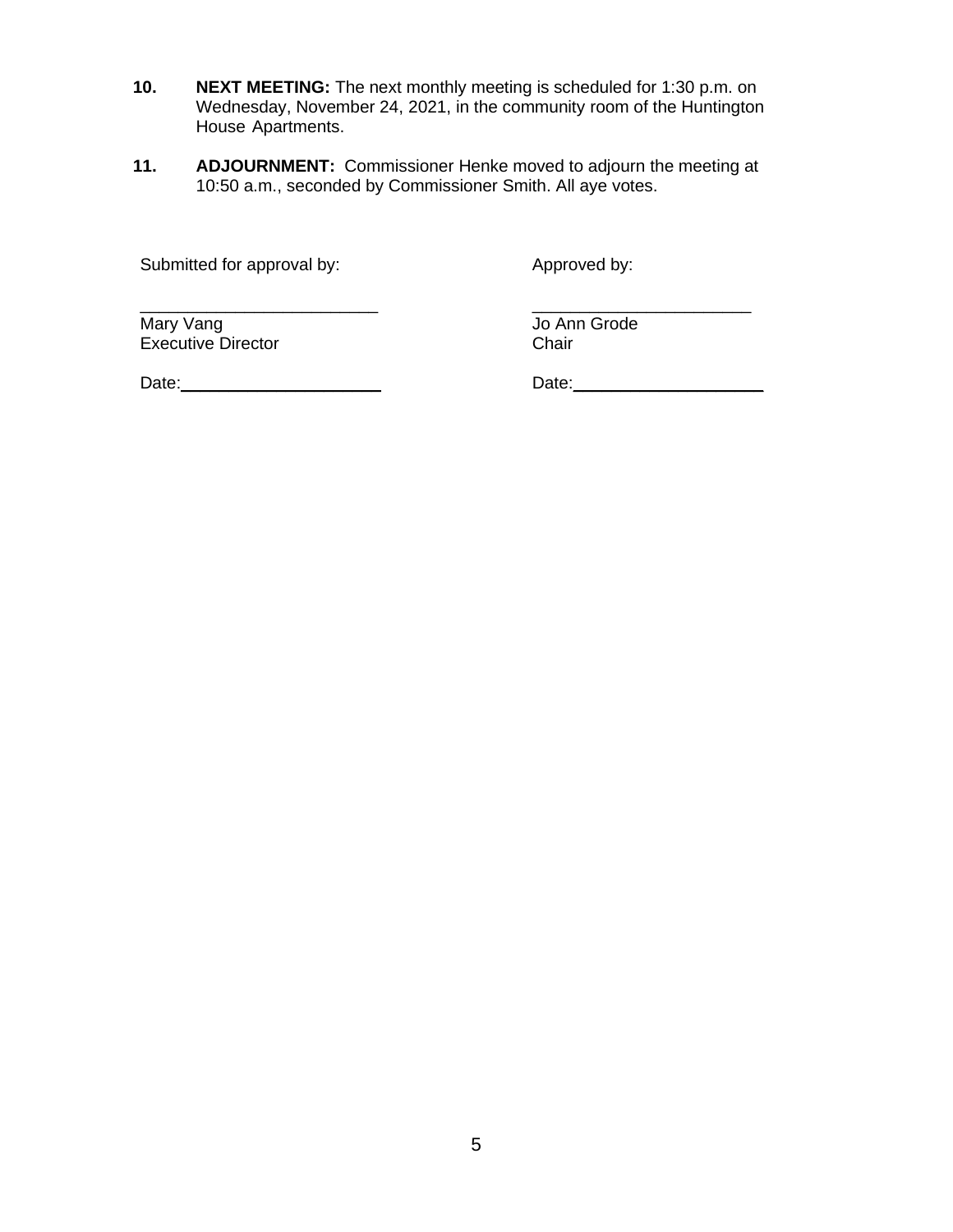**10.** **NEXT MEETING:** The next monthly meeting is scheduled for 1:30 p.m. on Wednesday, November 24, 2021, in the community room of the Huntington House Apartments.

**11.** **ADJOURNMENT:** Commissioner Henke moved to adjourn the meeting at 10:50 a.m., seconded by Commissioner Smith. All aye votes.

| | |
|---|---|
| Submitted for approval by: | Approved by: |
| _________________________ | _________________________ |
| Mary Vang | Jo Ann Grode |
| Executive Director | Chair |
| Date:____________________ | Date:____________________ |